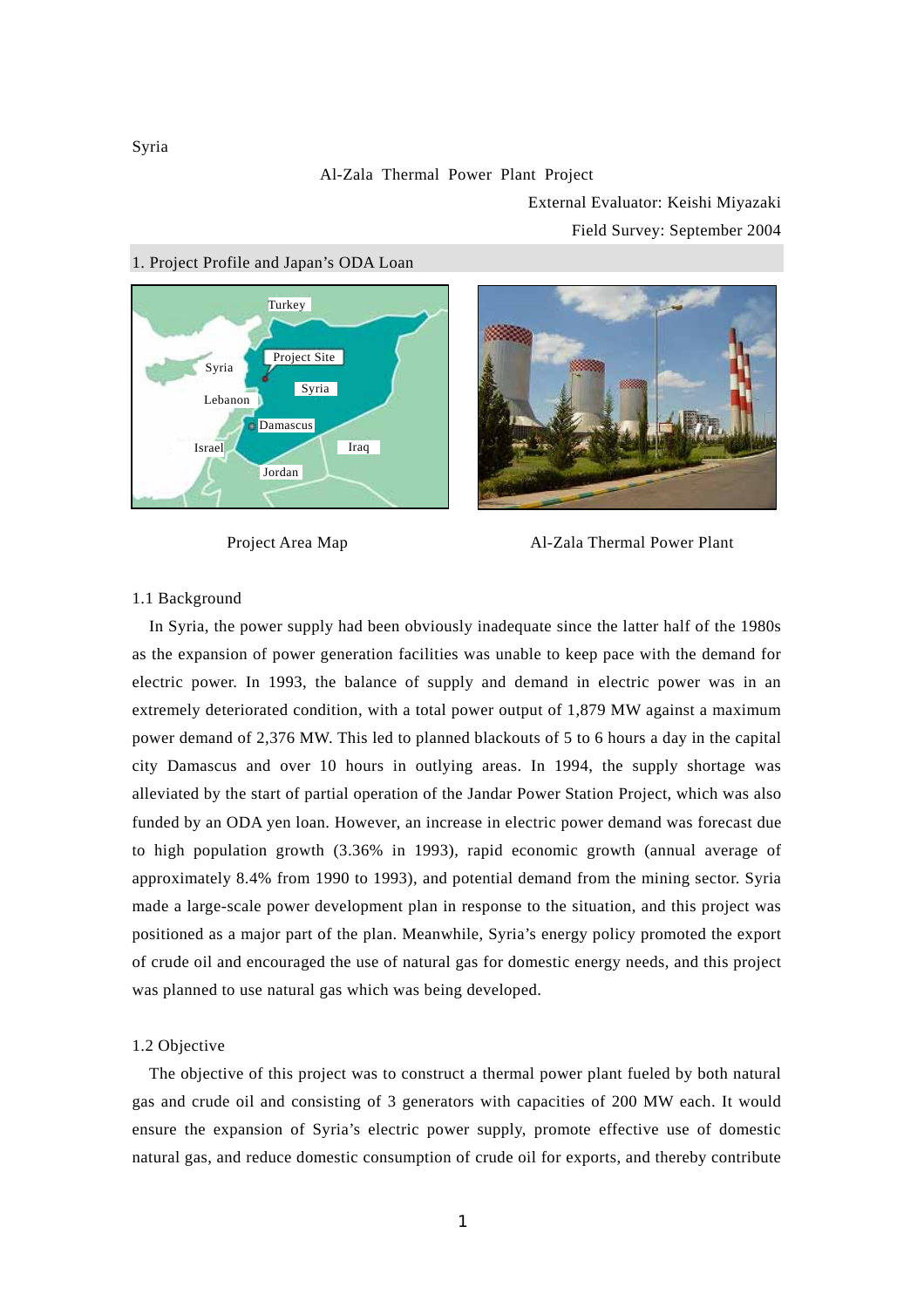Syria

# Al-Zala Thermal Power Plant Project

External Evaluator: Keishi Miyazaki

Field Survey: September 2004

## 1. Project Profile and Japan's ODA Loan

Project Area Map

Al-Zala Thermal Power Plant

### 1.1 Background

In Syria, the power supply had been obviously inadequate since the latter half of the 1980s as the expansion of power generation facilities was unable to keep pace with the demand for electric power. In 1993, the balance of supply and demand in electric power was in an extremely deteriorated condition, with a total power output of 1,879 MW against a maximum power demand of 2,376 MW. This led to planned blackouts of 5 to 6 hours a day in the capital city Damascus and over 10 hours in outlying areas. In 1994, the supply shortage was alleviated by the start of partial operation of the Jandar Power Station Project, which was also funded by an ODA yen loan. However, an increase in electric power demand was forecast due to high population growth (3.36% in 1993), rapid economic growth (annual average of approximately 8.4% from 1990 to 1993), and potential demand from the mining sector. Syria made a large-scale power development plan in response to the situation, and this project was positioned as a major part of the plan. Meanwhile, Syria's energy policy promoted the export of crude oil and encouraged the use of natural gas for domestic energy needs, and this project was planned to use natural gas which was being developed.

### 1.2 Objective

The objective of this project was to construct a thermal power plant fueled by both natural gas and crude oil and consisting of 3 generators with capacities of 200 MW each. It would ensure the expansion of Syria's electric power supply, promote effective use of domestic natural gas, and reduce domestic consumption of crude oil for exports, and thereby contribute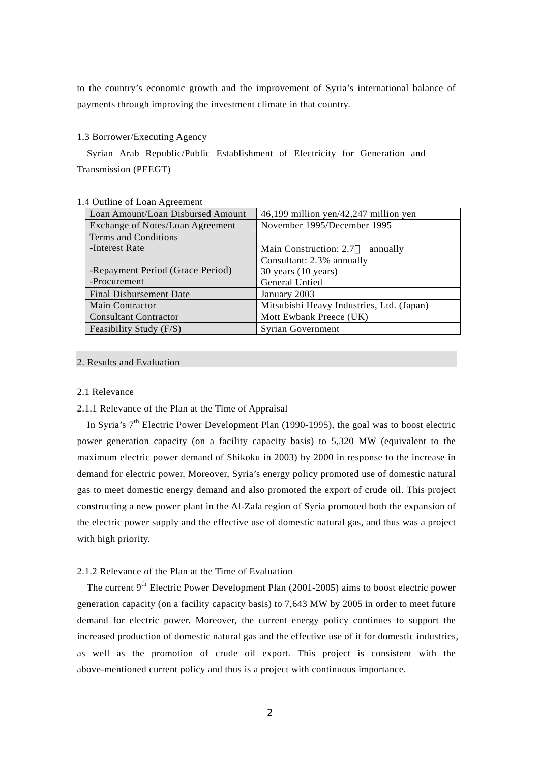to the country's economic growth and the improvement of Syria's international balance of payments through improving the investment climate in that country.

1.3 Borrower/Executing Agency

Syrian Arab Republic/Public Establishment of Electricity for Generation and Transmission (PEEGT)

1.4 Outline of Loan Agreement

| | |
|---|---|
| Loan Amount/Loan Disbursed Amount | 46,199 million yen/42,247 million yen |
| Exchange of Notes/Loan Agreement | November 1995/December 1995 |
| Terms and Conditions<br>-Interest Rate<br><br>-Repayment Period (Grace Period)<br>-Procurement | <br>Main Construction: 2.7％ annually<br>Consultant: 2.3% annually<br>30 years (10 years)<br>General Untied |
| Final Disbursement Date | January 2003 |
| Main Contractor | Mitsubishi Heavy Industries, Ltd. (Japan) |
| Consultant Contractor | Mott Ewbank Preece (UK) |
| Feasibility Study (F/S) | Syrian Government |

## 2. Results and Evaluation

### 2.1 Relevance

#### 2.1.1 Relevance of the Plan at the Time of Appraisal

In Syria's 7th Electric Power Development Plan (1990-1995), the goal was to boost electric power generation capacity (on a facility capacity basis) to 5,320 MW (equivalent to the maximum electric power demand of Shikoku in 2003) by 2000 in response to the increase in demand for electric power. Moreover, Syria's energy policy promoted use of domestic natural gas to meet domestic energy demand and also promoted the export of crude oil. This project constructing a new power plant in the Al-Zala region of Syria promoted both the expansion of the electric power supply and the effective use of domestic natural gas, and thus was a project with high priority.

#### 2.1.2 Relevance of the Plan at the Time of Evaluation

The current 9th Electric Power Development Plan (2001-2005) aims to boost electric power generation capacity (on a facility capacity basis) to 7,643 MW by 2005 in order to meet future demand for electric power. Moreover, the current energy policy continues to support the increased production of domestic natural gas and the effective use of it for domestic industries, as well as the promotion of crude oil export. This project is consistent with the above-mentioned current policy and thus is a project with continuous importance.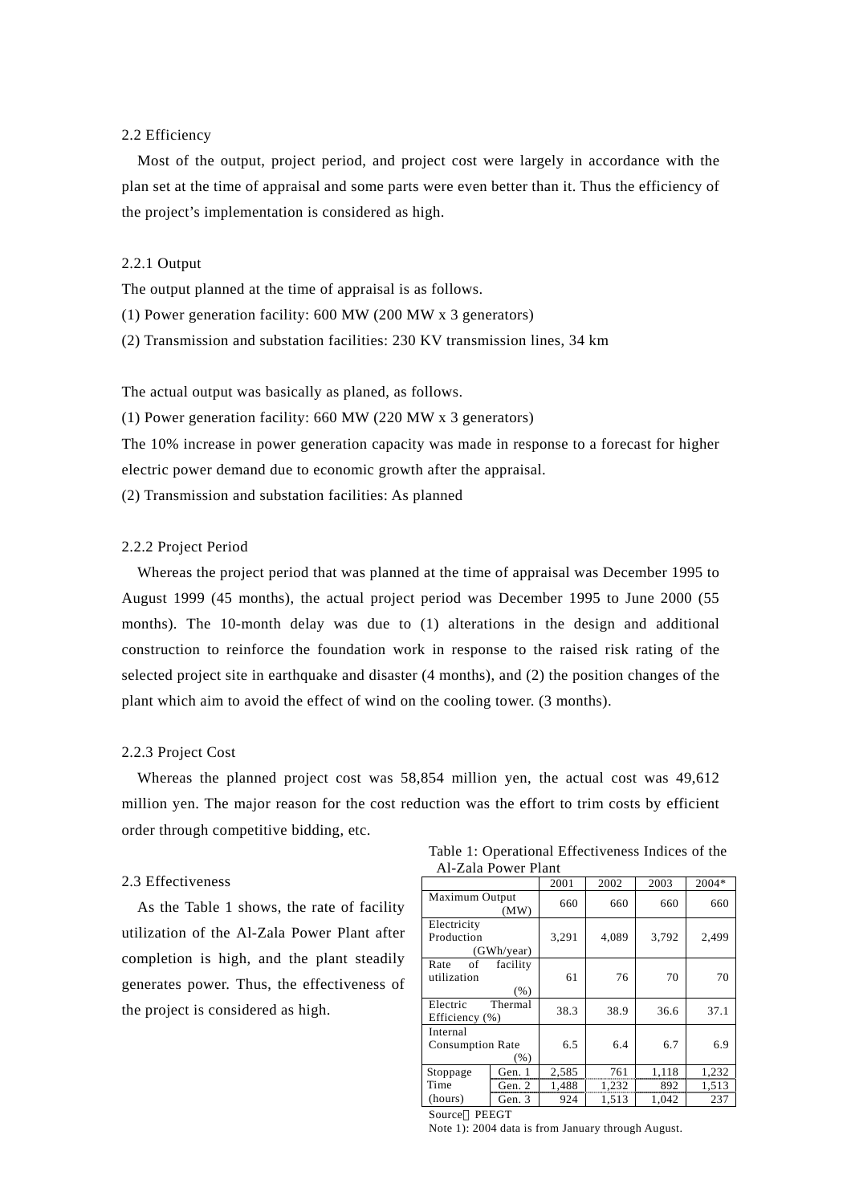2.2 Efficiency

Most of the output, project period, and project cost were largely in accordance with the plan set at the time of appraisal and some parts were even better than it. Thus the efficiency of the project's implementation is considered as high.

2.2.1 Output

The output planned at the time of appraisal is as follows.

(1) Power generation facility: 600 MW (200 MW x 3 generators)

(2) Transmission and substation facilities: 230 KV transmission lines, 34 km

The actual output was basically as planed, as follows.

(1) Power generation facility: 660 MW (220 MW x 3 generators)

The 10% increase in power generation capacity was made in response to a forecast for higher electric power demand due to economic growth after the appraisal.

(2) Transmission and substation facilities: As planned

2.2.2 Project Period

Whereas the project period that was planned at the time of appraisal was December 1995 to August 1999 (45 months), the actual project period was December 1995 to June 2000 (55 months). The 10-month delay was due to (1) alterations in the design and additional construction to reinforce the foundation work in response to the raised risk rating of the selected project site in earthquake and disaster (4 months), and (2) the position changes of the plant which aim to avoid the effect of wind on the cooling tower. (3 months).

2.2.3 Project Cost

Whereas the planned project cost was 58,854 million yen, the actual cost was 49,612 million yen. The major reason for the cost reduction was the effort to trim costs by efficient order through competitive bidding, etc.

2.3 Effectiveness

As the Table 1 shows, the rate of facility utilization of the Al-Zala Power Plant after completion is high, and the plant steadily generates power. Thus, the effectiveness of the project is considered as high.

Table 1: Operational Effectiveness Indices of the Al-Zala Power Plant

| | | 2001 | 2002 | 2003 | 2004* |
|---|---|---|---|---|---|
| Maximum Output (MW) | | 660 | 660 | 660 | 660 |
| Electricity Production (GWh/year) | | 3,291 | 4,089 | 3,792 | 2,499 |
| Rate of facility utilization (%) | | 61 | 76 | 70 | 70 |
| Electric Thermal Efficiency (%) | | 38.3 | 38.9 | 36.6 | 37.1 |
| Internal Consumption Rate (%) | | 6.5 | 6.4 | 6.7 | 6.9 |
| Stoppage Time (hours) | Gen. 1 | 2,585 | 761 | 1,118 | 1,232 |
| | Gen. 2 | 1,488 | 1,232 | 892 | 1,513 |
| | Gen. 3 | 924 | 1,513 | 1,042 | 237 |

Source：PEEGT

Note 1): 2004 data is from January through August.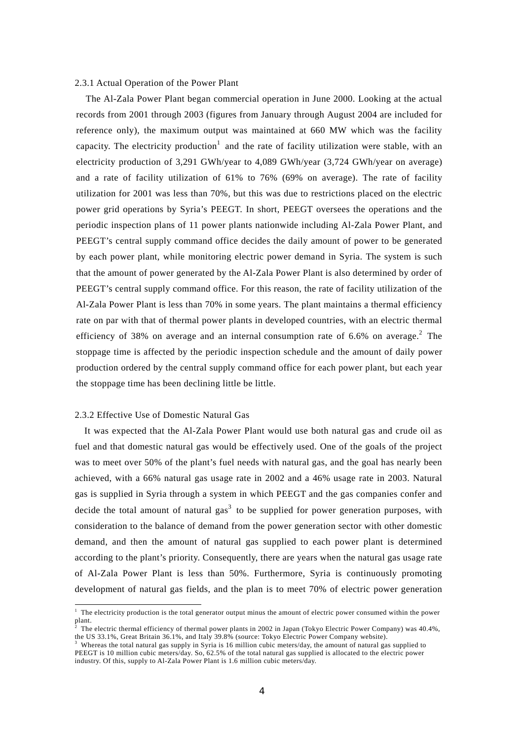### 2.3.1 Actual Operation of the Power Plant

The Al-Zala Power Plant began commercial operation in June 2000. Looking at the actual records from 2001 through 2003 (figures from January through August 2004 are included for reference only), the maximum output was maintained at 660 MW which was the facility capacity. The electricity production[1] and the rate of facility utilization were stable, with an electricity production of 3,291 GWh/year to 4,089 GWh/year (3,724 GWh/year on average) and a rate of facility utilization of 61% to 76% (69% on average). The rate of facility utilization for 2001 was less than 70%, but this was due to restrictions placed on the electric power grid operations by Syria's PEEGT. In short, PEEGT oversees the operations and the periodic inspection plans of 11 power plants nationwide including Al-Zala Power Plant, and PEEGT's central supply command office decides the daily amount of power to be generated by each power plant, while monitoring electric power demand in Syria. The system is such that the amount of power generated by the Al-Zala Power Plant is also determined by order of PEEGT's central supply command office. For this reason, the rate of facility utilization of the Al-Zala Power Plant is less than 70% in some years. The plant maintains a thermal efficiency rate on par with that of thermal power plants in developed countries, with an electric thermal efficiency of 38% on average and an internal consumption rate of 6.6% on average.[2] The stoppage time is affected by the periodic inspection schedule and the amount of daily power production ordered by the central supply command office for each power plant, but each year the stoppage time has been declining little be little.

### 2.3.2 Effective Use of Domestic Natural Gas

It was expected that the Al-Zala Power Plant would use both natural gas and crude oil as fuel and that domestic natural gas would be effectively used. One of the goals of the project was to meet over 50% of the plant's fuel needs with natural gas, and the goal has nearly been achieved, with a 66% natural gas usage rate in 2002 and a 46% usage rate in 2003. Natural gas is supplied in Syria through a system in which PEEGT and the gas companies confer and decide the total amount of natural gas[3] to be supplied for power generation purposes, with consideration to the balance of demand from the power generation sector with other domestic demand, and then the amount of natural gas supplied to each power plant is determined according to the plant's priority. Consequently, there are years when the natural gas usage rate of Al-Zala Power Plant is less than 50%. Furthermore, Syria is continuously promoting development of natural gas fields, and the plan is to meet 70% of electric power generation

---

[1] The electricity production is the total generator output minus the amount of electric power consumed within the power plant.

[2] The electric thermal efficiency of thermal power plants in 2002 in Japan (Tokyo Electric Power Company) was 40.4%, the US 33.1%, Great Britain 36.1%, and Italy 39.8% (source: Tokyo Electric Power Company website).

[3] Whereas the total natural gas supply in Syria is 16 million cubic meters/day, the amount of natural gas supplied to PEEGT is 10 million cubic meters/day. So, 62.5% of the total natural gas supplied is allocated to the electric power industry. Of this, supply to Al-Zala Power Plant is 1.6 million cubic meters/day.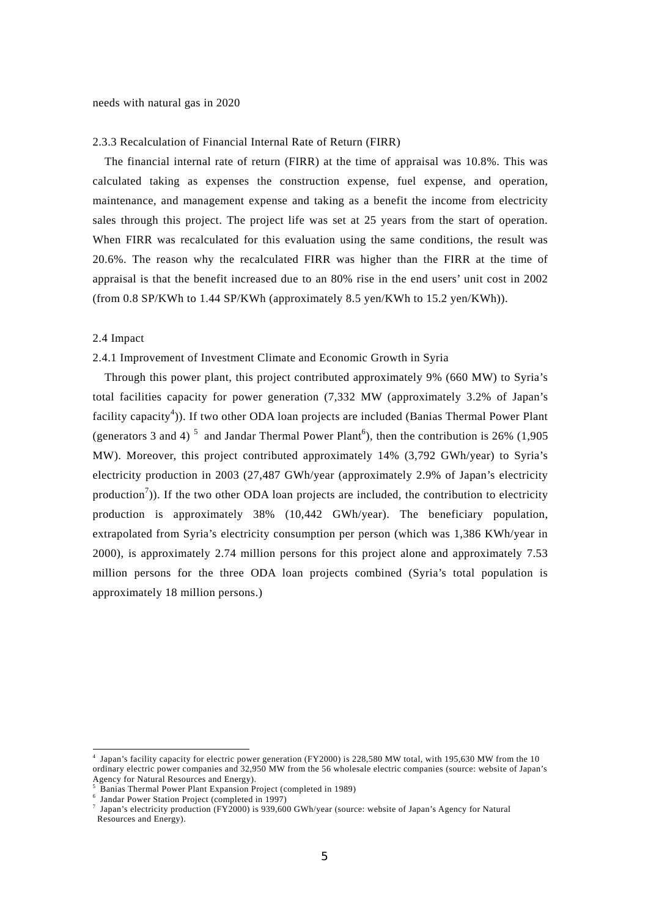needs with natural gas in 2020

### 2.3.3 Recalculation of Financial Internal Rate of Return (FIRR)

The financial internal rate of return (FIRR) at the time of appraisal was 10.8%. This was calculated taking as expenses the construction expense, fuel expense, and operation, maintenance, and management expense and taking as a benefit the income from electricity sales through this project. The project life was set at 25 years from the start of operation. When FIRR was recalculated for this evaluation using the same conditions, the result was 20.6%. The reason why the recalculated FIRR was higher than the FIRR at the time of appraisal is that the benefit increased due to an 80% rise in the end users' unit cost in 2002 (from 0.8 SP/KWh to 1.44 SP/KWh (approximately 8.5 yen/KWh to 15.2 yen/KWh)).

## 2.4 Impact

### 2.4.1 Improvement of Investment Climate and Economic Growth in Syria

Through this power plant, this project contributed approximately 9% (660 MW) to Syria's total facilities capacity for power generation (7,332 MW (approximately 3.2% of Japan's facility capacity[4])). If two other ODA loan projects are included (Banias Thermal Power Plant (generators 3 and 4) [5] and Jandar Thermal Power Plant[6]), then the contribution is 26% (1,905 MW). Moreover, this project contributed approximately 14% (3,792 GWh/year) to Syria's electricity production in 2003 (27,487 GWh/year (approximately 2.9% of Japan's electricity production[7])). If the two other ODA loan projects are included, the contribution to electricity production is approximately 38% (10,442 GWh/year). The beneficiary population, extrapolated from Syria's electricity consumption per person (which was 1,386 KWh/year in 2000), is approximately 2.74 million persons for this project alone and approximately 7.53 million persons for the three ODA loan projects combined (Syria's total population is approximately 18 million persons.)

---

[4] Japan's facility capacity for electric power generation (FY2000) is 228,580 MW total, with 195,630 MW from the 10 ordinary electric power companies and 32,950 MW from the 56 wholesale electric companies (source: website of Japan's Agency for Natural Resources and Energy).

[5] Banias Thermal Power Plant Expansion Project (completed in 1989)

[6] Jandar Power Station Project (completed in 1997)

[7] Japan's electricity production (FY2000) is 939,600 GWh/year (source: website of Japan's Agency for Natural Resources and Energy).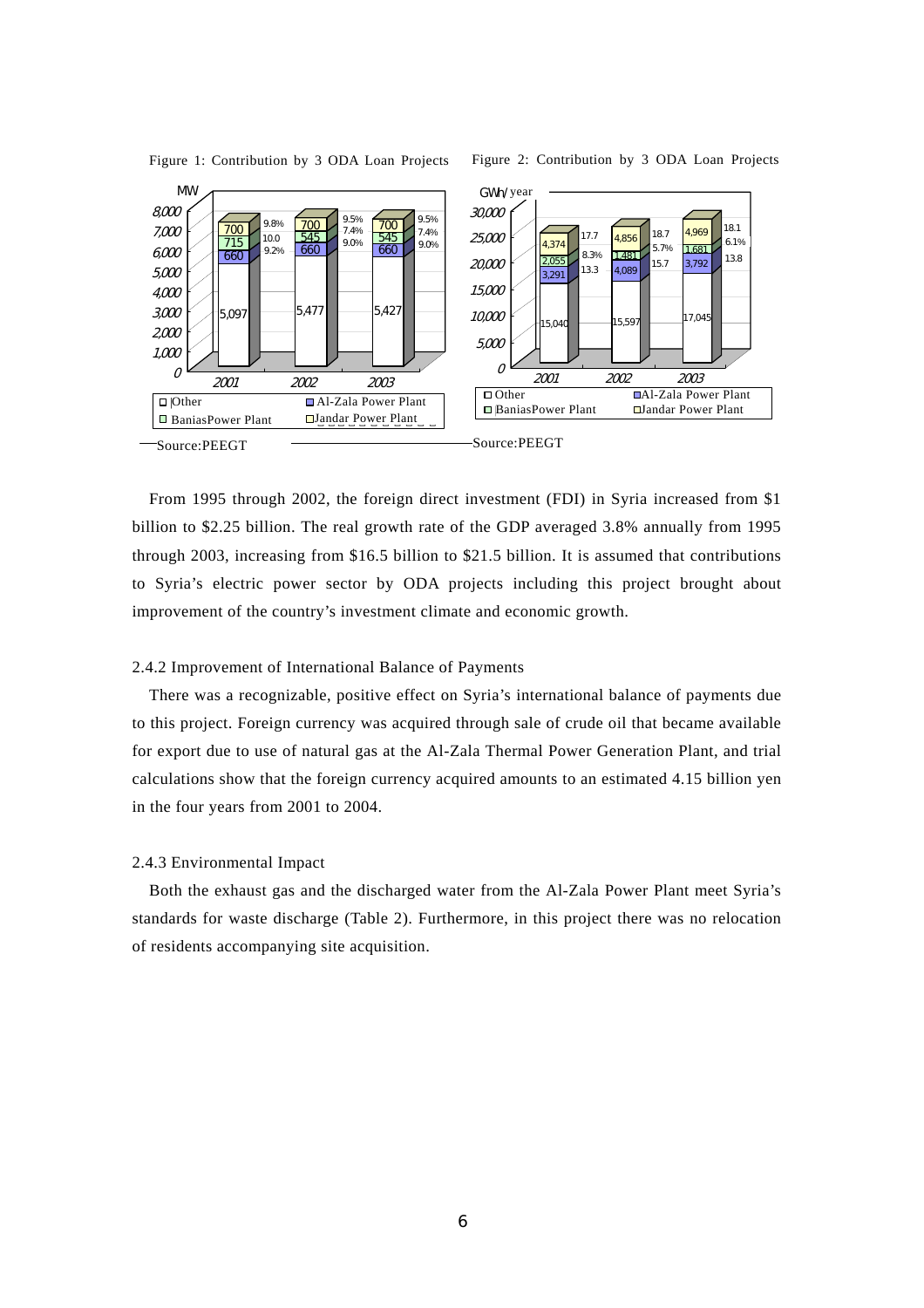Figure 1: Contribution by 3 ODA Loan Projects

Figure 2: Contribution by 3 ODA Loan Projects

Source:PEEGT

Source:PEEGT

From 1995 through 2002, the foreign direct investment (FDI) in Syria increased from $1 billion to $2.25 billion. The real growth rate of the GDP averaged 3.8% annually from 1995 through 2003, increasing from $16.5 billion to $21.5 billion. It is assumed that contributions to Syria's electric power sector by ODA projects including this project brought about improvement of the country's investment climate and economic growth.

2.4.2 Improvement of International Balance of Payments

There was a recognizable, positive effect on Syria's international balance of payments due to this project. Foreign currency was acquired through sale of crude oil that became available for export due to use of natural gas at the Al-Zala Thermal Power Generation Plant, and trial calculations show that the foreign currency acquired amounts to an estimated 4.15 billion yen in the four years from 2001 to 2004.

2.4.3 Environmental Impact

Both the exhaust gas and the discharged water from the Al-Zala Power Plant meet Syria's standards for waste discharge (Table 2). Furthermore, in this project there was no relocation of residents accompanying site acquisition.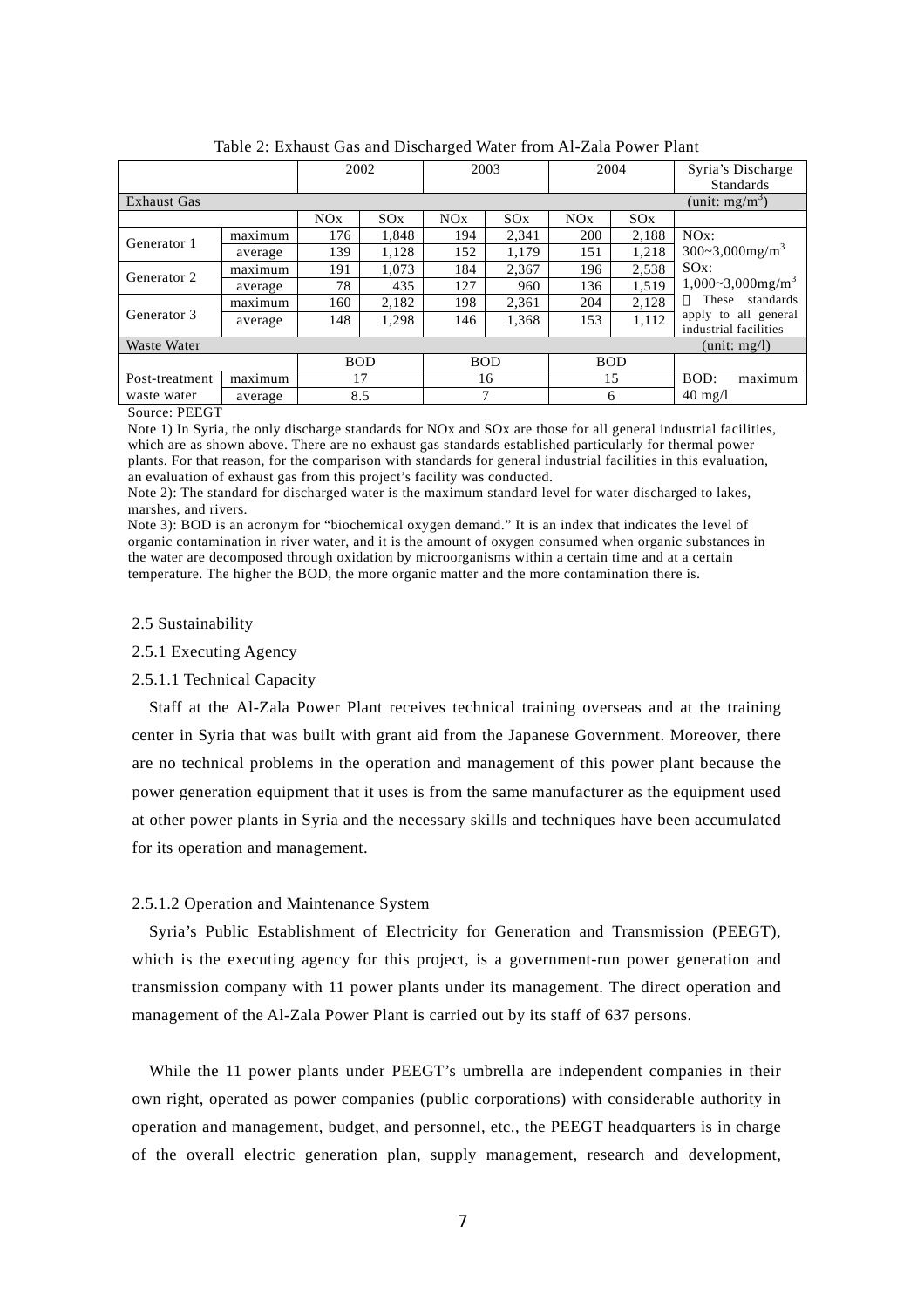Table 2: Exhaust Gas and Discharged Water from Al-Zala Power Plant

| | | 2002 | | 2003 | | 2004 | | Syria's Discharge Standards |
|---|---|---|---|---|---|---|---|---|
| Exhaust Gas | | | | | | | | (unit: $mg/m^3$) |
| | | NOx | SOx | NOx | SOx | NOx | SOx | |
| Generator 1 | maximum | 176 | 1,848 | 194 | 2,341 | 200 | 2,188 | NOx: $300\sim3{,}000mg/m^3$ |
| | average | 139 | 1,128 | 152 | 1,179 | 151 | 1,218 | |
| Generator 2 | maximum | 191 | 1,073 | 184 | 2,367 | 196 | 2,538 | SOx: $1{,}000\sim3{,}000mg/m^3$ |
| | average | 78 | 435 | 127 | 960 | 136 | 1,519 | |
| Generator 3 | maximum | 160 | 2,182 | 198 | 2,361 | 204 | 2,128 | These standards apply to all general industrial facilities |
| | average | 148 | 1,298 | 146 | 1,368 | 153 | 1,112 | |
| Waste Water | | | | | | | | (unit: mg/l) |
| | | BOD | | BOD | | BOD | | |
| Post-treatment waste water | maximum | 17 | | 16 | | 15 | | BOD: maximum 40 mg/l |
| | average | 8.5 | | 7 | | 6 | | |

Source: PEEGT

Note 1) In Syria, the only discharge standards for NOx and SOx are those for all general industrial facilities, which are as shown above. There are no exhaust gas standards established particularly for thermal power plants. For that reason, for the comparison with standards for general industrial facilities in this evaluation, an evaluation of exhaust gas from this project's facility was conducted.

Note 2): The standard for discharged water is the maximum standard level for water discharged to lakes, marshes, and rivers.

Note 3): BOD is an acronym for "biochemical oxygen demand." It is an index that indicates the level of organic contamination in river water, and it is the amount of oxygen consumed when organic substances in the water are decomposed through oxidation by microorganisms within a certain time and at a certain temperature. The higher the BOD, the more organic matter and the more contamination there is.

## 2.5 Sustainability

### 2.5.1 Executing Agency

#### 2.5.1.1 Technical Capacity

Staff at the Al-Zala Power Plant receives technical training overseas and at the training center in Syria that was built with grant aid from the Japanese Government. Moreover, there are no technical problems in the operation and management of this power plant because the power generation equipment that it uses is from the same manufacturer as the equipment used at other power plants in Syria and the necessary skills and techniques have been accumulated for its operation and management.

#### 2.5.1.2 Operation and Maintenance System

Syria's Public Establishment of Electricity for Generation and Transmission (PEEGT), which is the executing agency for this project, is a government-run power generation and transmission company with 11 power plants under its management. The direct operation and management of the Al-Zala Power Plant is carried out by its staff of 637 persons.

While the 11 power plants under PEEGT's umbrella are independent companies in their own right, operated as power companies (public corporations) with considerable authority in operation and management, budget, and personnel, etc., the PEEGT headquarters is in charge of the overall electric generation plan, supply management, research and development,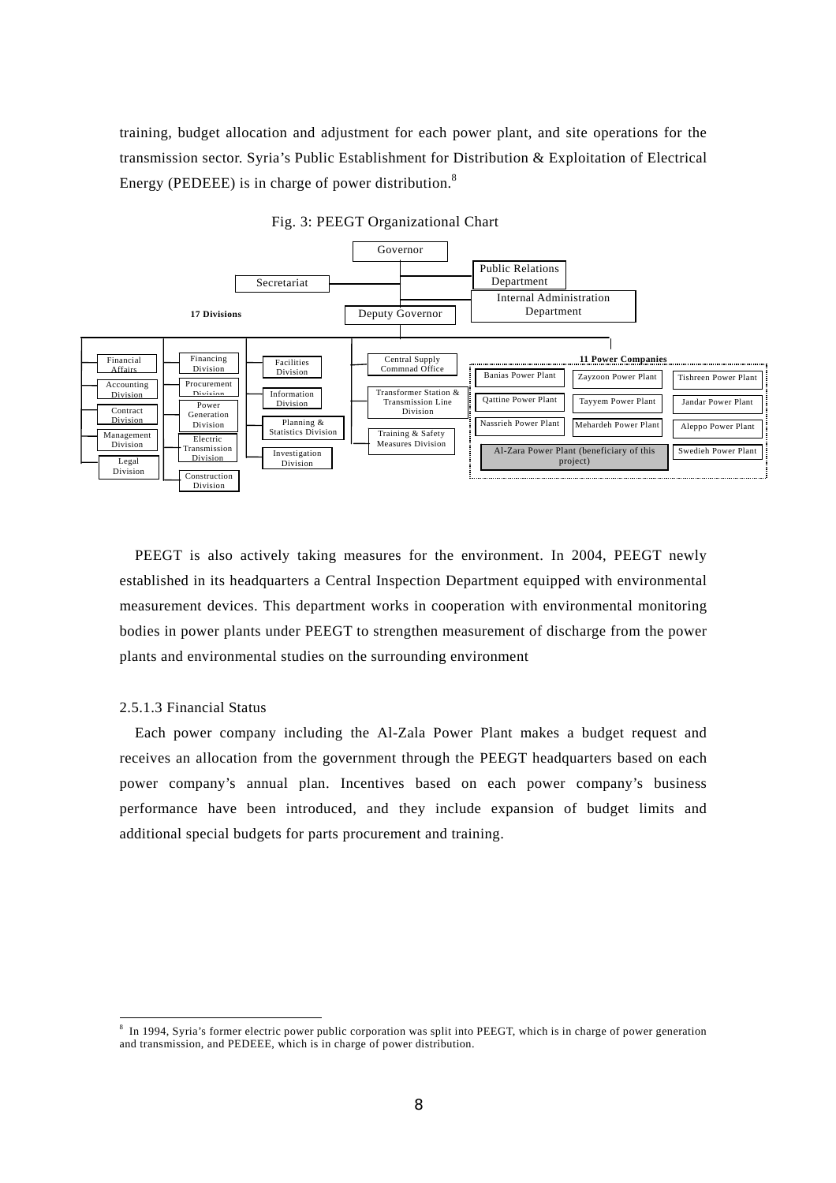training, budget allocation and adjustment for each power plant, and site operations for the transmission sector. Syria's Public Establishment for Distribution & Exploitation of Electrical Energy (PEDEEE) is in charge of power distribution.[8]

Fig. 3: PEEGT Organizational Chart

- Governor
  - Secretariat
  - Public Relations Department
  - Internal Administration Department
  - Deputy Governor
    - **17 Divisions**
      - Financial Affairs
      - Accounting Division
      - Contract Division
      - Management Division
      - Legal Division
      - Financing Division
      - Procurement Division
      - Power Generation Division
      - Electric Transmission Division
      - Construction Division
      - Facilities Division
      - Information Division
      - Planning & Statistics Division
      - Investigation Division
      - Central Supply Commnad Office
      - Transformer Station & Transmission Line Division
      - Training & Safety Measures Division
    - **11 Power Companies**
      - Banias Power Plant
      - Zayzoon Power Plant
      - Tishreen Power Plant
      - Qattine Power Plant
      - Tayyem Power Plant
      - Jandar Power Plant
      - Nassrieh Power Plant
      - Mehardeh Power Plant
      - Aleppo Power Plant
      - Al-Zara Power Plant (beneficiary of this project)
      - Swedieh Power Plant

PEEGT is also actively taking measures for the environment. In 2004, PEEGT newly established in its headquarters a Central Inspection Department equipped with environmental measurement devices. This department works in cooperation with environmental monitoring bodies in power plants under PEEGT to strengthen measurement of discharge from the power plants and environmental studies on the surrounding environment

2.5.1.3 Financial Status

Each power company including the Al-Zala Power Plant makes a budget request and receives an allocation from the government through the PEEGT headquarters based on each power company's annual plan. Incentives based on each power company's business performance have been introduced, and they include expansion of budget limits and additional special budgets for parts procurement and training.

[8] In 1994, Syria's former electric power public corporation was split into PEEGT, which is in charge of power generation and transmission, and PEDEEE, which is in charge of power distribution.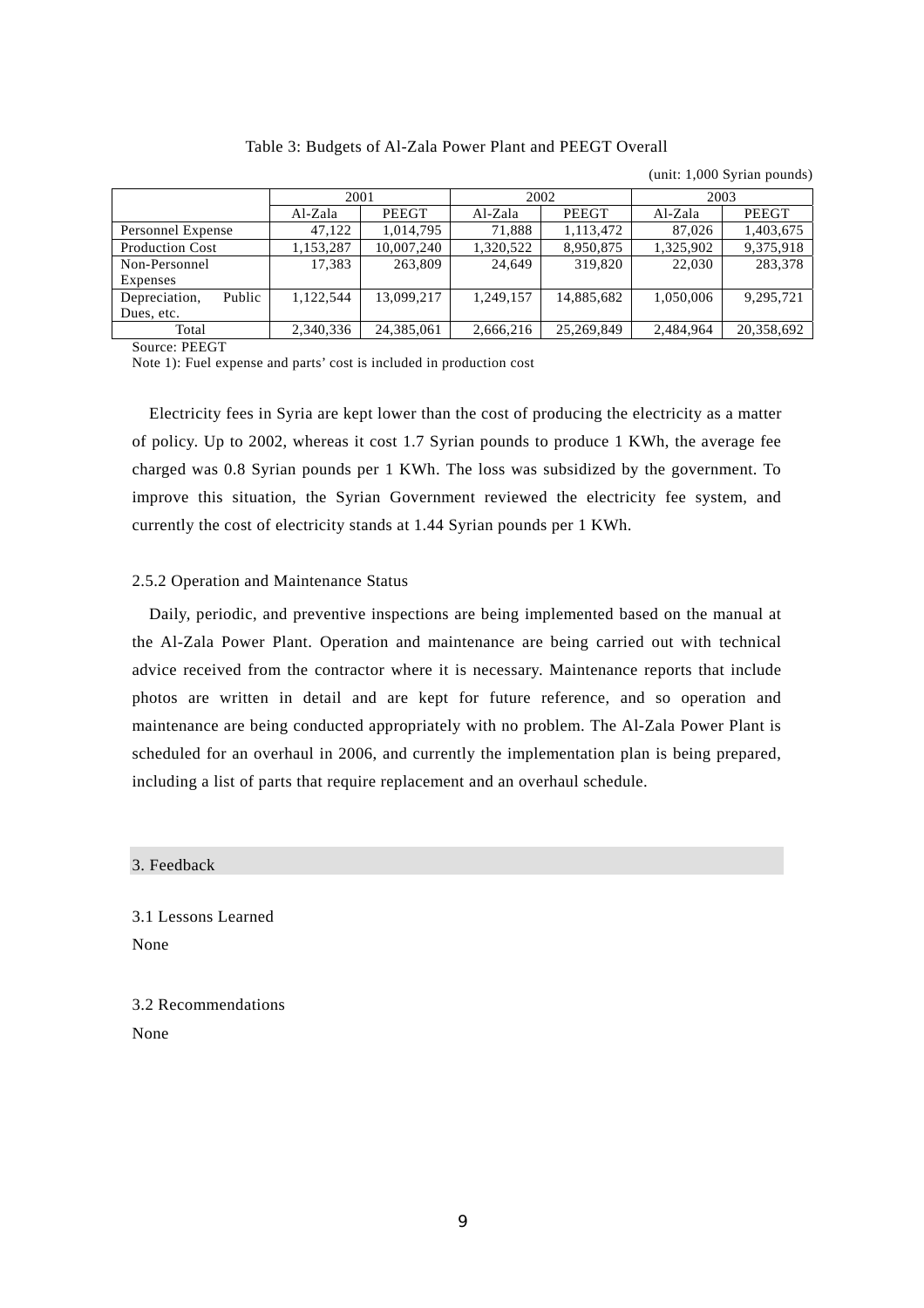Table 3: Budgets of Al-Zala Power Plant and PEEGT Overall

(unit: 1,000 Syrian pounds)

| | 2001 | | 2002 | | 2003 | |
|---|---|---|---|---|---|---|
| | Al-Zala | PEEGT | Al-Zala | PEEGT | Al-Zala | PEEGT |
| Personnel Expense | 47,122 | 1,014,795 | 71,888 | 1,113,472 | 87,026 | 1,403,675 |
| Production Cost | 1,153,287 | 10,007,240 | 1,320,522 | 8,950,875 | 1,325,902 | 9,375,918 |
| Non-Personnel Expenses | 17,383 | 263,809 | 24,649 | 319,820 | 22,030 | 283,378 |
| Depreciation, Public Dues, etc. | 1,122,544 | 13,099,217 | 1,249,157 | 14,885,682 | 1,050,006 | 9,295,721 |
| Total | 2,340,336 | 24,385,061 | 2,666,216 | 25,269,849 | 2,484,964 | 20,358,692 |

Source: PEEGT

Note 1): Fuel expense and parts' cost is included in production cost

Electricity fees in Syria are kept lower than the cost of producing the electricity as a matter of policy. Up to 2002, whereas it cost 1.7 Syrian pounds to produce 1 KWh, the average fee charged was 0.8 Syrian pounds per 1 KWh. The loss was subsidized by the government. To improve this situation, the Syrian Government reviewed the electricity fee system, and currently the cost of electricity stands at 1.44 Syrian pounds per 1 KWh.

### 2.5.2 Operation and Maintenance Status

Daily, periodic, and preventive inspections are being implemented based on the manual at the Al-Zala Power Plant. Operation and maintenance are being carried out with technical advice received from the contractor where it is necessary. Maintenance reports that include photos are written in detail and are kept for future reference, and so operation and maintenance are being conducted appropriately with no problem. The Al-Zala Power Plant is scheduled for an overhaul in 2006, and currently the implementation plan is being prepared, including a list of parts that require replacement and an overhaul schedule.

## 3. Feedback

### 3.1 Lessons Learned

None

### 3.2 Recommendations

None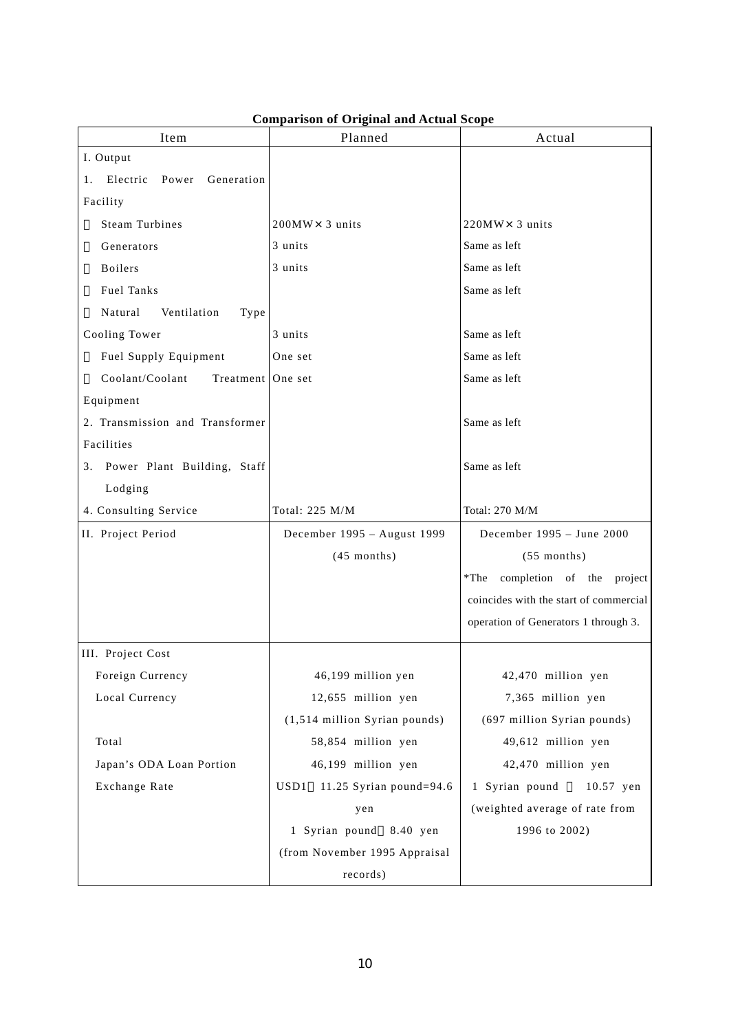**Comparison of Original and Actual Scope**

| Item | Planned | Actual |
|---|---|---|
| I. Output | | |
| 1. Electric Power Generation Facility | | |
| Steam Turbines | 200MW× 3 units | 220MW× 3 units |
| Generators | 3 units | Same as left |
| Boilers | 3 units | Same as left |
| Fuel Tanks | | Same as left |
| Natural Ventilation Type Cooling Tower | 3 units | Same as left |
| Fuel Supply Equipment | One set | Same as left |
| Coolant/Coolant Treatment Equipment | One set | Same as left |
| 2. Transmission and Transformer Facilities | | Same as left |
| 3. Power Plant Building, Staff Lodging | | Same as left |
| 4. Consulting Service | Total: 225 M/M | Total: 270 M/M |
| II. Project Period | December 1995 – August 1999 (45 months) | December 1995 – June 2000 (55 months) *The completion of the project coincides with the start of commercial operation of Generators 1 through 3. |
| III. Project Cost | | |
| Foreign Currency | 46,199 million yen | 42,470 million yen |
| Local Currency | 12,655 million yen (1,514 million Syrian pounds) | 7,365 million yen (697 million Syrian pounds) |
| Total | 58,854 million yen | 49,612 million yen |
| Japan's ODA Loan Portion | 46,199 million yen | 42,470 million yen |
| Exchange Rate | USD1 11.25 Syrian pound=94.6 yen 1 Syrian pound 8.40 yen (from November 1995 Appraisal records) | 1 Syrian pound 10.57 yen (weighted average of rate from 1996 to 2002) |